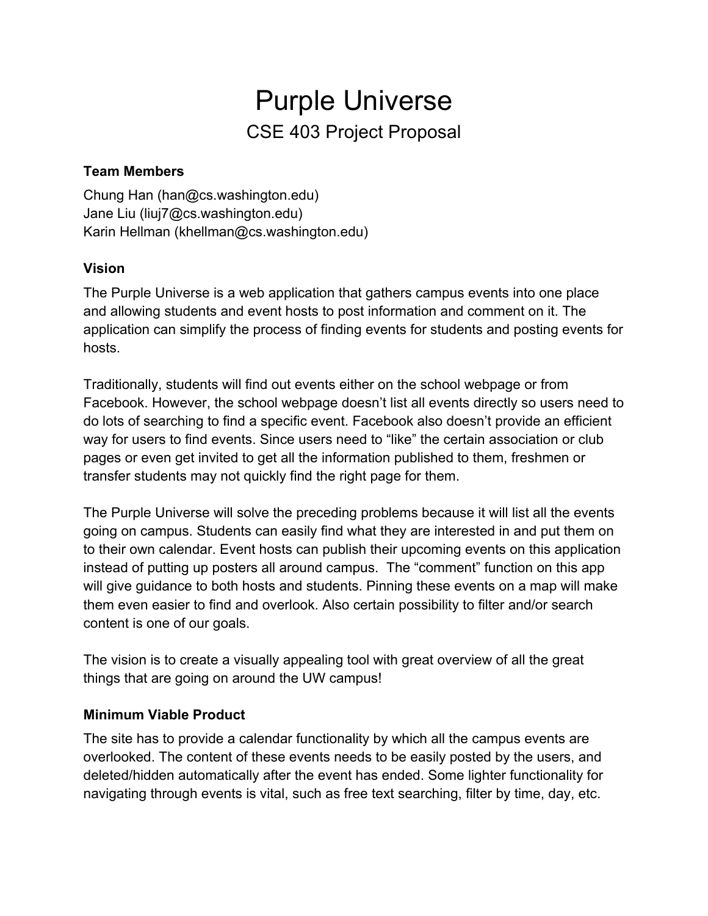# Purple Universe

## CSE 403 Project Proposal

### Team Members

Chung Han (han@cs.washington.edu)
Jane Liu (liuj7@cs.washington.edu)
Karin Hellman (khellman@cs.washington.edu)

### Vision

The Purple Universe is a web application that gathers campus events into one place and allowing students and event hosts to post information and comment on it. The application can simplify the process of finding events for students and posting events for hosts.

Traditionally, students will find out events either on the school webpage or from Facebook. However, the school webpage doesn't list all events directly so users need to do lots of searching to find a specific event. Facebook also doesn't provide an efficient way for users to find events. Since users need to "like" the certain association or club pages or even get invited to get all the information published to them, freshmen or transfer students may not quickly find the right page for them.

The Purple Universe will solve the preceding problems because it will list all the events going on campus. Students can easily find what they are interested in and put them on to their own calendar. Event hosts can publish their upcoming events on this application instead of putting up posters all around campus. The "comment" function on this app will give guidance to both hosts and students. Pinning these events on a map will make them even easier to find and overlook. Also certain possibility to filter and/or search content is one of our goals.

The vision is to create a visually appealing tool with great overview of all the great things that are going on around the UW campus!

### Minimum Viable Product

The site has to provide a calendar functionality by which all the campus events are overlooked. The content of these events needs to be easily posted by the users, and deleted/hidden automatically after the event has ended. Some lighter functionality for navigating through events is vital, such as free text searching, filter by time, day, etc.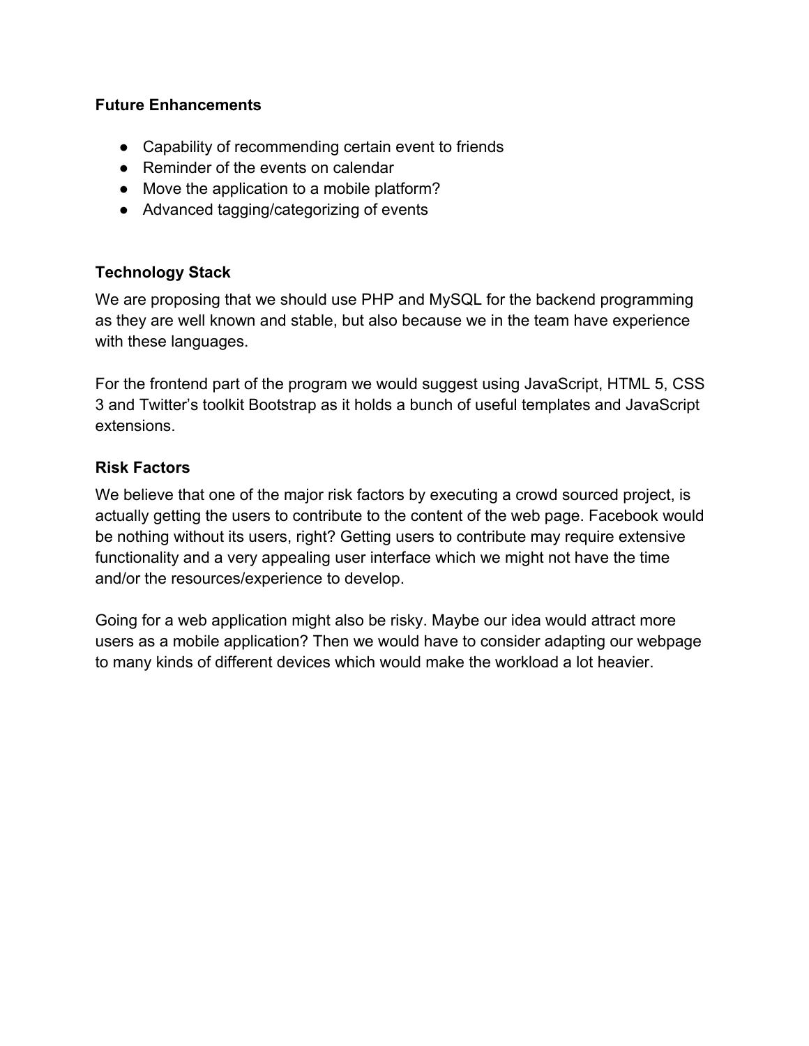**Future Enhancements**

- Capability of recommending certain event to friends
- Reminder of the events on calendar
- Move the application to a mobile platform?
- Advanced tagging/categorizing of events

**Technology Stack**

We are proposing that we should use PHP and MySQL for the backend programming as they are well known and stable, but also because we in the team have experience with these languages.

For the frontend part of the program we would suggest using JavaScript, HTML 5, CSS 3 and Twitter's toolkit Bootstrap as it holds a bunch of useful templates and JavaScript extensions.

**Risk Factors**

We believe that one of the major risk factors by executing a crowd sourced project, is actually getting the users to contribute to the content of the web page. Facebook would be nothing without its users, right? Getting users to contribute may require extensive functionality and a very appealing user interface which we might not have the time and/or the resources/experience to develop.

Going for a web application might also be risky. Maybe our idea would attract more users as a mobile application? Then we would have to consider adapting our webpage to many kinds of different devices which would make the workload a lot heavier.